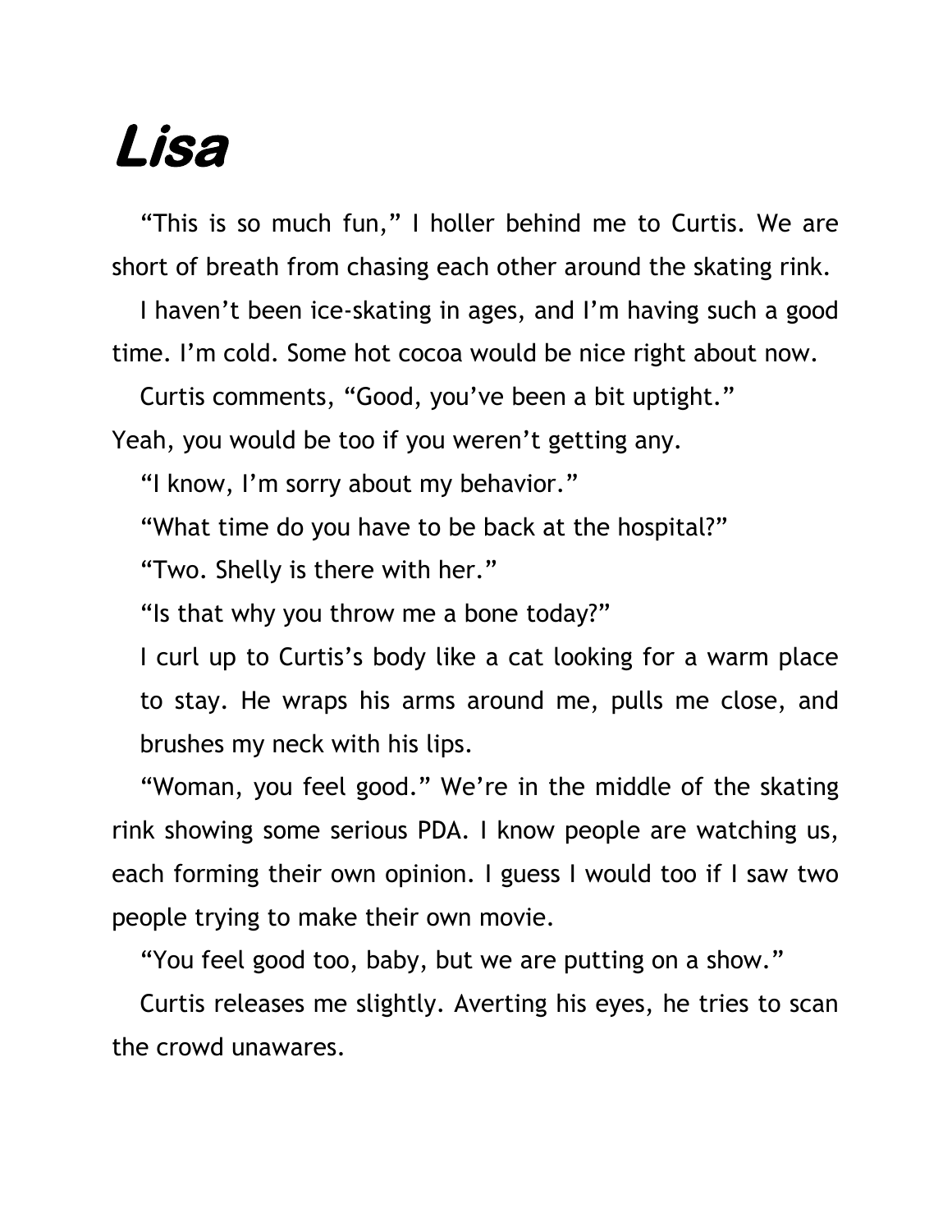# Lisa

"This is so much fun," I holler behind me to Curtis. We are short of breath from chasing each other around the skating rink.

I haven't been ice-skating in ages, and I'm having such a good time. I'm cold. Some hot cocoa would be nice right about now.

Curtis comments, "Good, you've been a bit uptight."

Yeah, you would be too if you weren't getting any.

"I know, I'm sorry about my behavior."

"What time do you have to be back at the hospital?"

"Two. Shelly is there with her."

"Is that why you throw me a bone today?"

I curl up to Curtis's body like a cat looking for a warm place to stay. He wraps his arms around me, pulls me close, and brushes my neck with his lips.

"Woman, you feel good." We're in the middle of the skating rink showing some serious PDA. I know people are watching us, each forming their own opinion. I guess I would too if I saw two people trying to make their own movie.

"You feel good too, baby, but we are putting on a show."

Curtis releases me slightly. Averting his eyes, he tries to scan the crowd unawares.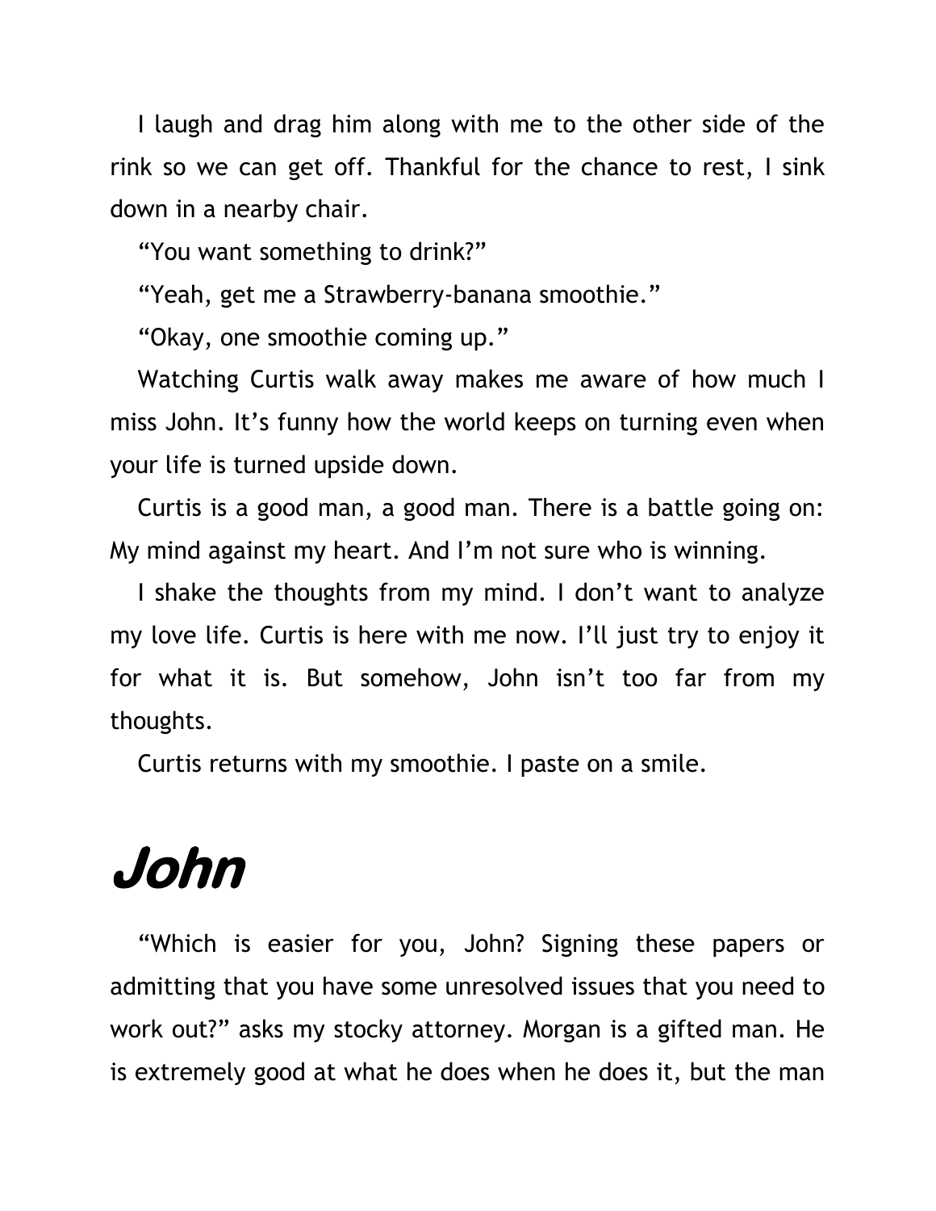I laugh and drag him along with me to the other side of the rink so we can get off. Thankful for the chance to rest, I sink down in a nearby chair.

"You want something to drink?"

"Yeah, get me a Strawberry-banana smoothie."

"Okay, one smoothie coming up."

Watching Curtis walk away makes me aware of how much I miss John. It's funny how the world keeps on turning even when your life is turned upside down.

Curtis is a good man, a good man. There is a battle going on: My mind against my heart. And I'm not sure who is winning.

I shake the thoughts from my mind. I don't want to analyze my love life. Curtis is here with me now. I'll just try to enjoy it for what it is. But somehow, John isn't too far from my thoughts.

Curtis returns with my smoothie. I paste on a smile.

# John

"Which is easier for you, John? Signing these papers or admitting that you have some unresolved issues that you need to work out?" asks my stocky attorney. Morgan is a gifted man. He is extremely good at what he does when he does it, but the man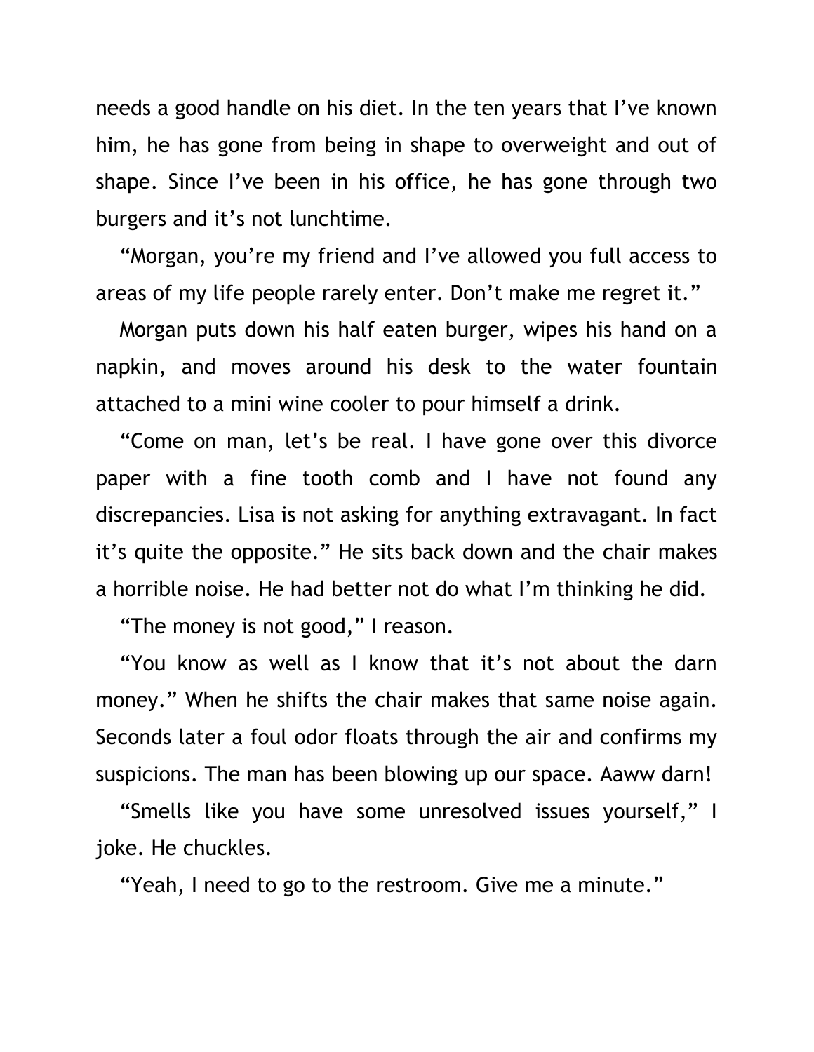needs a good handle on his diet. In the ten years that I've known him, he has gone from being in shape to overweight and out of shape. Since I've been in his office, he has gone through two burgers and it's not lunchtime.

"Morgan, you're my friend and I've allowed you full access to areas of my life people rarely enter. Don't make me regret it."

Morgan puts down his half eaten burger, wipes his hand on a napkin, and moves around his desk to the water fountain attached to a mini wine cooler to pour himself a drink.

"Come on man, let's be real. I have gone over this divorce paper with a fine tooth comb and I have not found any discrepancies. Lisa is not asking for anything extravagant. In fact it's quite the opposite." He sits back down and the chair makes a horrible noise. He had better not do what I'm thinking he did.

"The money is not good," I reason.

"You know as well as I know that it's not about the darn money." When he shifts the chair makes that same noise again. Seconds later a foul odor floats through the air and confirms my suspicions. The man has been blowing up our space. Aaww darn!

"Smells like you have some unresolved issues yourself," I joke. He chuckles.

"Yeah, I need to go to the restroom. Give me a minute."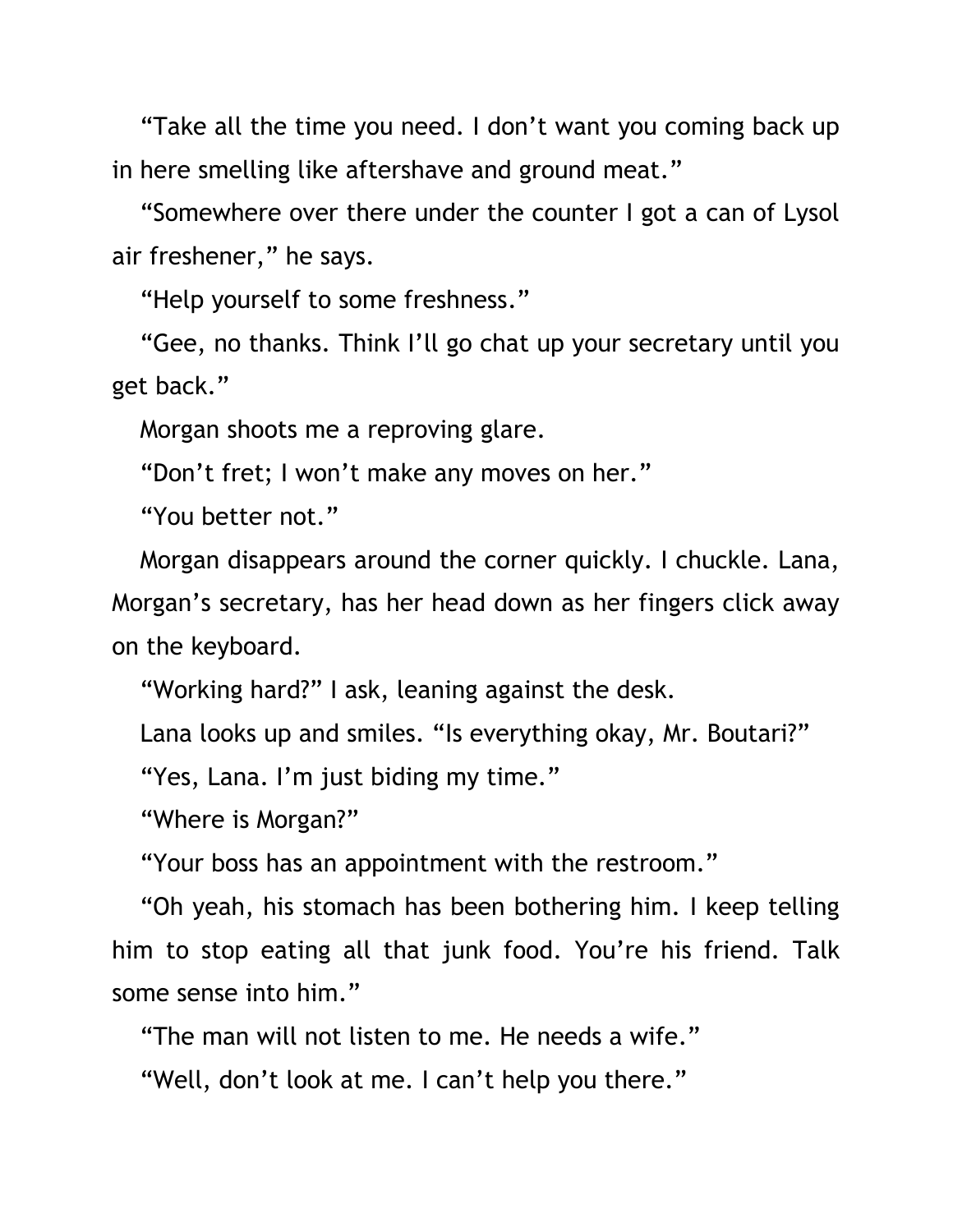"Take all the time you need. I don't want you coming back up in here smelling like aftershave and ground meat."

"Somewhere over there under the counter I got a can of Lysol air freshener," he says.

"Help yourself to some freshness."

"Gee, no thanks. Think I'll go chat up your secretary until you get back."

Morgan shoots me a reproving glare.

"Don't fret; I won't make any moves on her."

"You better not."

Morgan disappears around the corner quickly. I chuckle. Lana, Morgan's secretary, has her head down as her fingers click away on the keyboard.

"Working hard?" I ask, leaning against the desk.

Lana looks up and smiles. "Is everything okay, Mr. Boutari?"

"Yes, Lana. I'm just biding my time."

"Where is Morgan?"

"Your boss has an appointment with the restroom."

"Oh yeah, his stomach has been bothering him. I keep telling him to stop eating all that junk food. You're his friend. Talk some sense into him."

"The man will not listen to me. He needs a wife."

"Well, don't look at me. I can't help you there."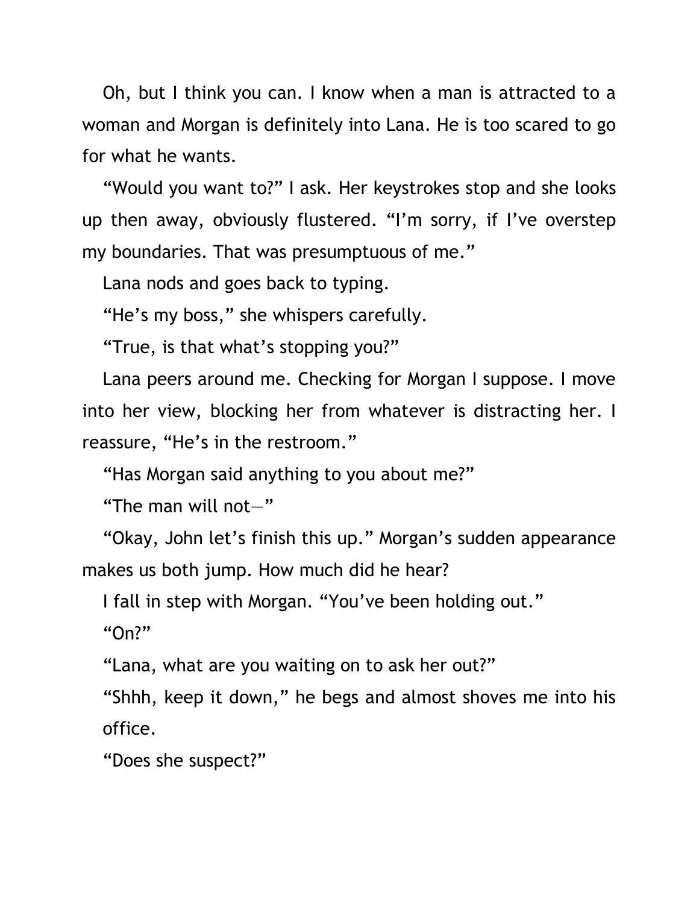Oh, but I think you can. I know when a man is attracted to a woman and Morgan is definitely into Lana. He is too scared to go for what he wants.

"Would you want to?" I ask. Her keystrokes stop and she looks up then away, obviously flustered. "I'm sorry, if I've overstep my boundaries. That was presumptuous of me."

Lana nods and goes back to typing.

"He's my boss," she whispers carefully.

"True, is that what's stopping you?"

Lana peers around me. Checking for Morgan I suppose. I move into her view, blocking her from whatever is distracting her. I reassure, "He's in the restroom."

"Has Morgan said anything to you about me?"

"The man will not—"

"Okay, John let's finish this up." Morgan's sudden appearance makes us both jump. How much did he hear?

I fall in step with Morgan. "You've been holding out."

"On?"

"Lana, what are you waiting on to ask her out?"

"Shhh, keep it down," he begs and almost shoves me into his office.

"Does she suspect?"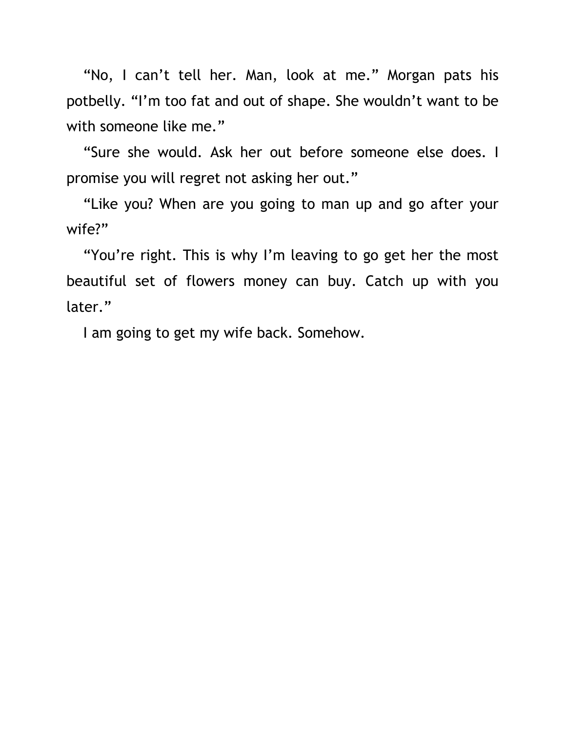"No, I can't tell her. Man, look at me." Morgan pats his potbelly. "I'm too fat and out of shape. She wouldn't want to be with someone like me."

"Sure she would. Ask her out before someone else does. I promise you will regret not asking her out."

"Like you? When are you going to man up and go after your wife?"

"You're right. This is why I'm leaving to go get her the most beautiful set of flowers money can buy. Catch up with you later."

I am going to get my wife back. Somehow.